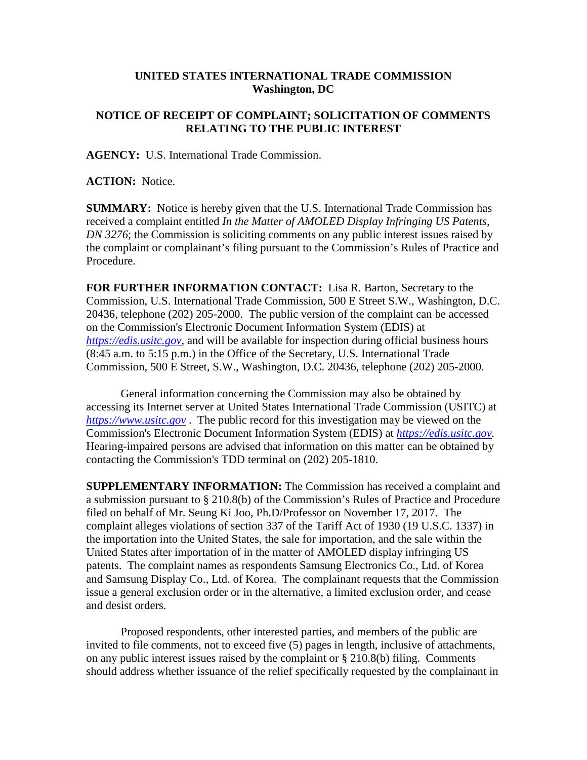**UNITED STATES INTERNATIONAL TRADE COMMISSION**
**Washington, DC**

**NOTICE OF RECEIPT OF COMPLAINT; SOLICITATION OF COMMENTS RELATING TO THE PUBLIC INTEREST**

**AGENCY:** U.S. International Trade Commission.

**ACTION:** Notice.

**SUMMARY:** Notice is hereby given that the U.S. International Trade Commission has received a complaint entitled *In the Matter of AMOLED Display Infringing US Patents, DN 3276*; the Commission is soliciting comments on any public interest issues raised by the complaint or complainant's filing pursuant to the Commission's Rules of Practice and Procedure.

**FOR FURTHER INFORMATION CONTACT:** Lisa R. Barton, Secretary to the Commission, U.S. International Trade Commission, 500 E Street S.W., Washington, D.C. 20436, telephone (202) 205-2000. The public version of the complaint can be accessed on the Commission's Electronic Document Information System (EDIS) at *https://edis.usitc.gov*, and will be available for inspection during official business hours (8:45 a.m. to 5:15 p.m.) in the Office of the Secretary, U.S. International Trade Commission, 500 E Street, S.W., Washington, D.C. 20436, telephone (202) 205-2000.

General information concerning the Commission may also be obtained by accessing its Internet server at United States International Trade Commission (USITC) at *https://www.usitc.gov* . The public record for this investigation may be viewed on the Commission's Electronic Document Information System (EDIS) at *https://edis.usitc.gov.* Hearing-impaired persons are advised that information on this matter can be obtained by contacting the Commission's TDD terminal on (202) 205-1810.

**SUPPLEMENTARY INFORMATION:** The Commission has received a complaint and a submission pursuant to § 210.8(b) of the Commission's Rules of Practice and Procedure filed on behalf of Mr. Seung Ki Joo, Ph.D/Professor on November 17, 2017. The complaint alleges violations of section 337 of the Tariff Act of 1930 (19 U.S.C. 1337) in the importation into the United States, the sale for importation, and the sale within the United States after importation of in the matter of AMOLED display infringing US patents. The complaint names as respondents Samsung Electronics Co., Ltd. of Korea and Samsung Display Co., Ltd. of Korea. The complainant requests that the Commission issue a general exclusion order or in the alternative, a limited exclusion order, and cease and desist orders.

Proposed respondents, other interested parties, and members of the public are invited to file comments, not to exceed five (5) pages in length, inclusive of attachments, on any public interest issues raised by the complaint or § 210.8(b) filing. Comments should address whether issuance of the relief specifically requested by the complainant in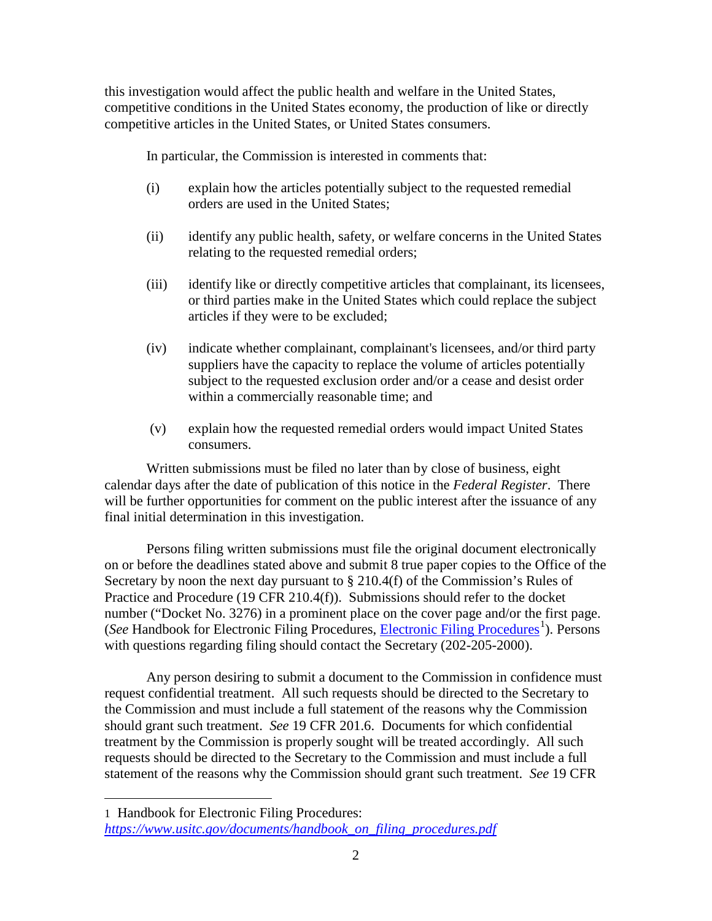this investigation would affect the public health and welfare in the United States, competitive conditions in the United States economy, the production of like or directly competitive articles in the United States, or United States consumers.

In particular, the Commission is interested in comments that:

(i) explain how the articles potentially subject to the requested remedial orders are used in the United States;

(ii) identify any public health, safety, or welfare concerns in the United States relating to the requested remedial orders;

(iii) identify like or directly competitive articles that complainant, its licensees, or third parties make in the United States which could replace the subject articles if they were to be excluded;

(iv) indicate whether complainant, complainant's licensees, and/or third party suppliers have the capacity to replace the volume of articles potentially subject to the requested exclusion order and/or a cease and desist order within a commercially reasonable time; and

(v) explain how the requested remedial orders would impact United States consumers.

Written submissions must be filed no later than by close of business, eight calendar days after the date of publication of this notice in the *Federal Register*. There will be further opportunities for comment on the public interest after the issuance of any final initial determination in this investigation.

Persons filing written submissions must file the original document electronically on or before the deadlines stated above and submit 8 true paper copies to the Office of the Secretary by noon the next day pursuant to § 210.4(f) of the Commission's Rules of Practice and Procedure (19 CFR 210.4(f)). Submissions should refer to the docket number ("Docket No. 3276) in a prominent place on the cover page and/or the first page. (*See* Handbook for Electronic Filing Procedures, Electronic Filing Procedures[1]). Persons with questions regarding filing should contact the Secretary (202-205-2000).

Any person desiring to submit a document to the Commission in confidence must request confidential treatment. All such requests should be directed to the Secretary to the Commission and must include a full statement of the reasons why the Commission should grant such treatment. *See* 19 CFR 201.6. Documents for which confidential treatment by the Commission is properly sought will be treated accordingly. All such requests should be directed to the Secretary to the Commission and must include a full statement of the reasons why the Commission should grant such treatment. *See* 19 CFR

---

1 Handbook for Electronic Filing Procedures: *https://www.usitc.gov/documents/handbook_on_filing_procedures.pdf*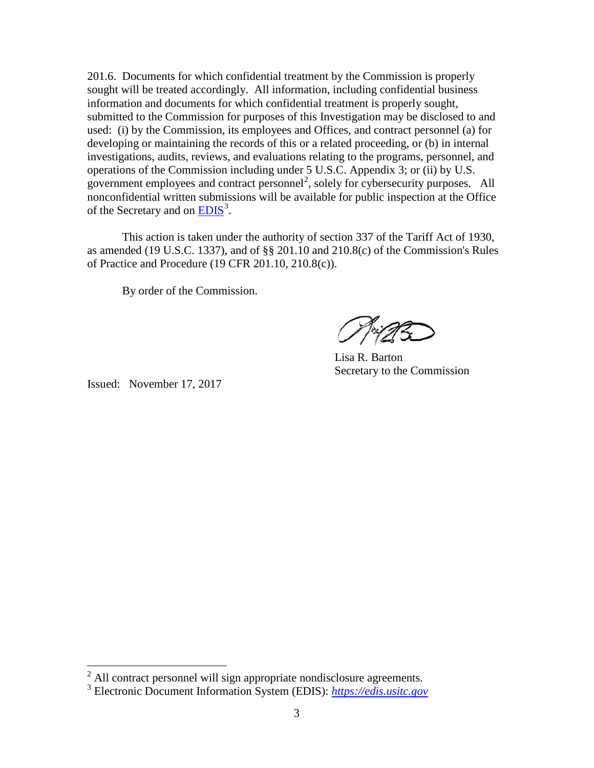201.6. Documents for which confidential treatment by the Commission is properly sought will be treated accordingly. All information, including confidential business information and documents for which confidential treatment is properly sought, submitted to the Commission for purposes of this Investigation may be disclosed to and used: (i) by the Commission, its employees and Offices, and contract personnel (a) for developing or maintaining the records of this or a related proceeding, or (b) in internal investigations, audits, reviews, and evaluations relating to the programs, personnel, and operations of the Commission including under 5 U.S.C. Appendix 3; or (ii) by U.S. government employees and contract personnel[2], solely for cybersecurity purposes. All nonconfidential written submissions will be available for public inspection at the Office of the Secretary and on EDIS[3].

This action is taken under the authority of section 337 of the Tariff Act of 1930, as amended (19 U.S.C. 1337), and of §§ 201.10 and 210.8(c) of the Commission's Rules of Practice and Procedure (19 CFR 201.10, 210.8(c)).

By order of the Commission.

Lisa R. Barton
Secretary to the Commission

Issued: November 17, 2017

[2] All contract personnel will sign appropriate nondisclosure agreements.

[3] Electronic Document Information System (EDIS): *https://edis.usitc.gov*